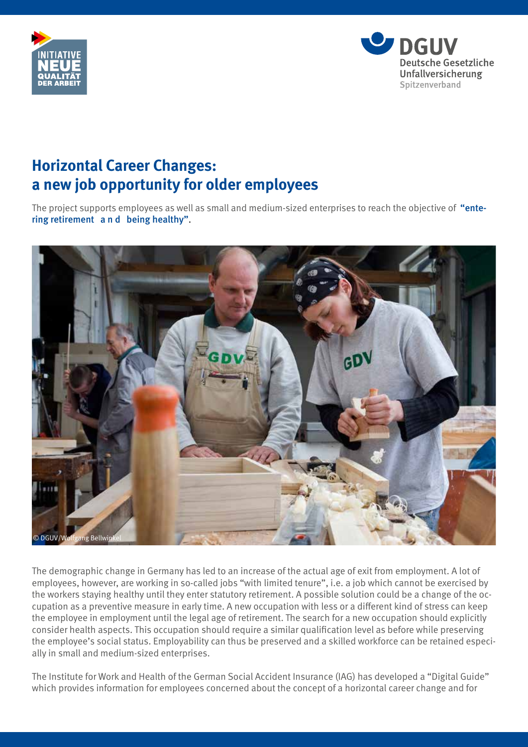# Horizontal Career Changes: a new job opportunity for older employees

The project supports employees as well as small and medium-sized enterprises to reach the objective of **"entering retirement and being healthy"**.

© DGUV/Wolfgang Bellwinkel

The demographic change in Germany has led to an increase of the actual age of exit from employment. A lot of employees, however, are working in so-called jobs "with limited tenure", i.e. a job which cannot be exercised by the workers staying healthy until they enter statutory retirement. A possible solution could be a change of the occupation as a preventive measure in early time. A new occupation with less or a different kind of stress can keep the employee in employment until the legal age of retirement. The search for a new occupation should explicitly consider health aspects. This occupation should require a similar qualification level as before while preserving the employee's social status. Employability can thus be preserved and a skilled workforce can be retained especially in small and medium-sized enterprises.

The Institute for Work and Health of the German Social Accident Insurance (IAG) has developed a "Digital Guide" which provides information for employees concerned about the concept of a horizontal career change and for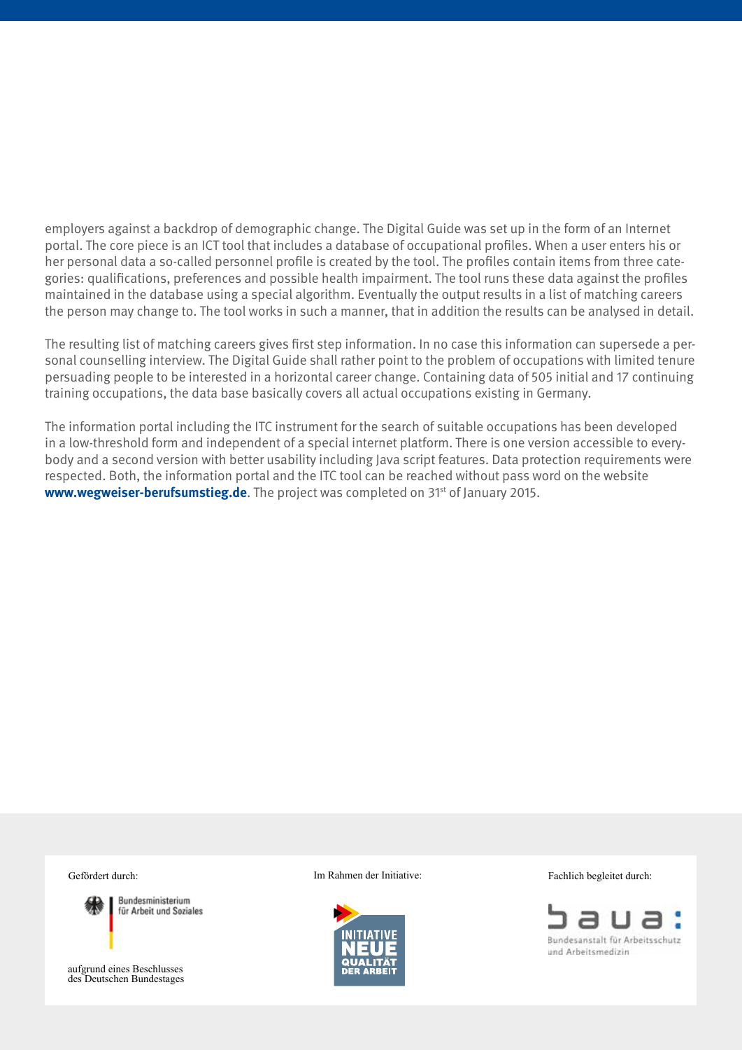employers against a backdrop of demographic change. The Digital Guide was set up in the form of an Internet portal. The core piece is an ICT tool that includes a database of occupational profiles. When a user enters his or her personal data a so-called personnel profile is created by the tool. The profiles contain items from three categories: qualifications, preferences and possible health impairment. The tool runs these data against the profiles maintained in the database using a special algorithm. Eventually the output results in a list of matching careers the person may change to. The tool works in such a manner, that in addition the results can be analysed in detail.

The resulting list of matching careers gives first step information. In no case this information can supersede a personal counselling interview. The Digital Guide shall rather point to the problem of occupations with limited tenure persuading people to be interested in a horizontal career change. Containing data of 505 initial and 17 continuing training occupations, the data base basically covers all actual occupations existing in Germany.

The information portal including the ITC instrument for the search of suitable occupations has been developed in a low-threshold form and independent of a special internet platform. There is one version accessible to everybody and a second version with better usability including Java script features. Data protection requirements were respected. Both, the information portal and the ITC tool can be reached without pass word on the website **www.wegweiser-berufsumstieg.de**. The project was completed on 31st of January 2015.

Gefördert durch:

Bundesministerium für Arbeit und Soziales

aufgrund eines Beschlusses des Deutschen Bundestages

Im Rahmen der Initiative:

INITIATIVE NEUE QUALITÄT DER ARBEIT

Fachlich begleitet durch:

baua: Bundesanstalt für Arbeitsschutz und Arbeitsmedizin